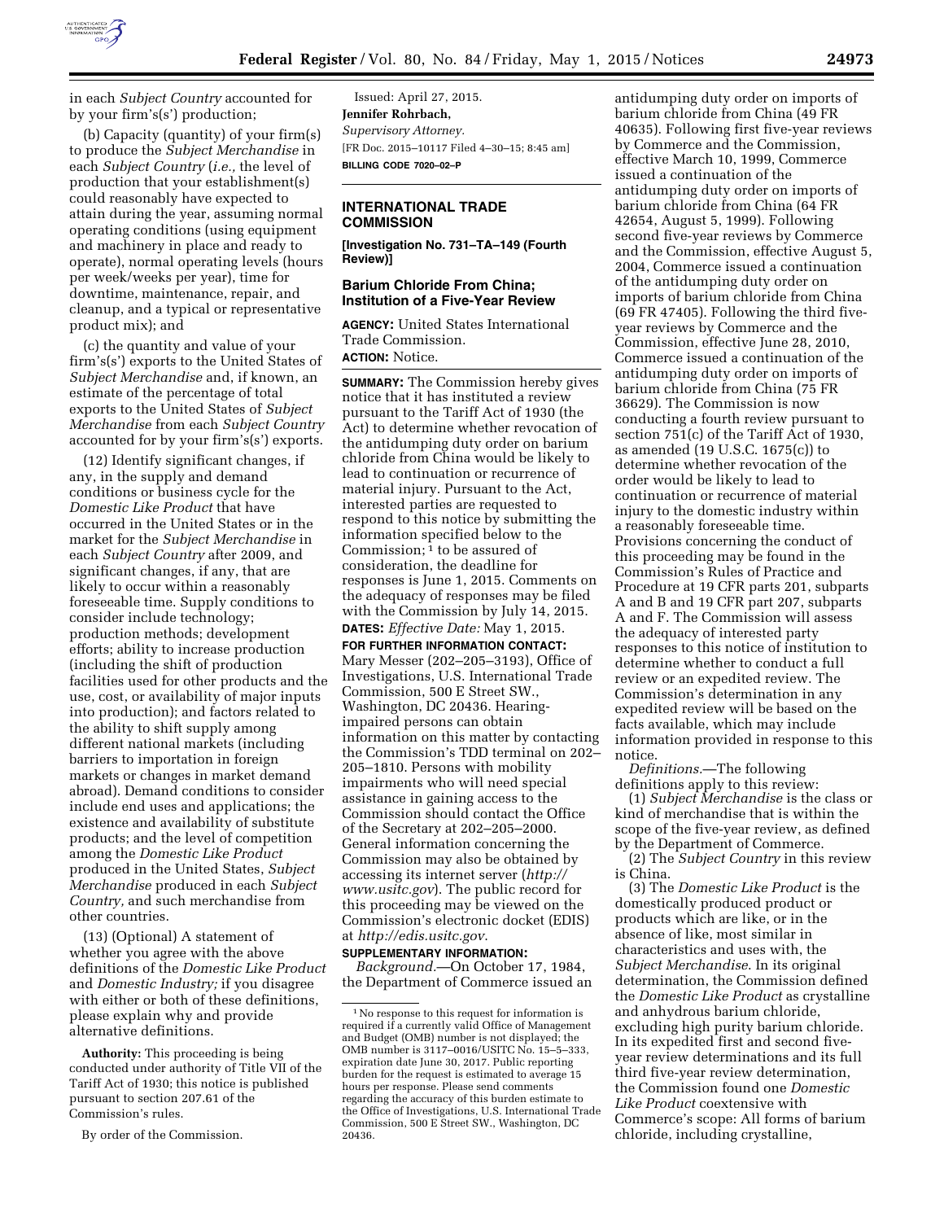in each *Subject Country* accounted for by your firm's(s') production;

(b) Capacity (quantity) of your firm(s) to produce the *Subject Merchandise* in each *Subject Country* (*i.e.,* the level of production that your establishment(s) could reasonably have expected to attain during the year, assuming normal operating conditions (using equipment and machinery in place and ready to operate), normal operating levels (hours per week/weeks per year), time for downtime, maintenance, repair, and cleanup, and a typical or representative product mix); and

(c) the quantity and value of your firm's(s') exports to the United States of *Subject Merchandise* and, if known, an estimate of the percentage of total exports to the United States of *Subject Merchandise* from each *Subject Country* accounted for by your firm's(s') exports.

(12) Identify significant changes, if any, in the supply and demand conditions or business cycle for the *Domestic Like Product* that have occurred in the United States or in the market for the *Subject Merchandise* in each *Subject Country* after 2009, and significant changes, if any, that are likely to occur within a reasonably foreseeable time. Supply conditions to consider include technology; production methods; development efforts; ability to increase production (including the shift of production facilities used for other products and the use, cost, or availability of major inputs into production); and factors related to the ability to shift supply among different national markets (including barriers to importation in foreign markets or changes in market demand abroad). Demand conditions to consider include end uses and applications; the existence and availability of substitute products; and the level of competition among the *Domestic Like Product* produced in the United States, *Subject Merchandise* produced in each *Subject Country,* and such merchandise from other countries.

(13) (Optional) A statement of whether you agree with the above definitions of the *Domestic Like Product* and *Domestic Industry;* if you disagree with either or both of these definitions, please explain why and provide alternative definitions.

**Authority:** This proceeding is being conducted under authority of Title VII of the Tariff Act of 1930; this notice is published pursuant to section 207.61 of the Commission's rules.

By order of the Commission.

Issued: April 27, 2015.

**Jennifer Rohrbach,**

*Supervisory Attorney.*

[FR Doc. 2015–10117 Filed 4–30–15; 8:45 am]

**BILLING CODE 7020–02–P**

## INTERNATIONAL TRADE COMMISSION

**[Investigation No. 731–TA–149 (Fourth Review)]**

## Barium Chloride From China; Institution of a Five-Year Review

**AGENCY:** United States International Trade Commission.

**ACTION:** Notice.

**SUMMARY:** The Commission hereby gives notice that it has instituted a review pursuant to the Tariff Act of 1930 (the Act) to determine whether revocation of the antidumping duty order on barium chloride from China would be likely to lead to continuation or recurrence of material injury. Pursuant to the Act, interested parties are requested to respond to this notice by submitting the information specified below to the Commission;[1] to be assured of consideration, the deadline for responses is June 1, 2015. Comments on the adequacy of responses may be filed with the Commission by July 14, 2015.

**DATES:** *Effective Date:* May 1, 2015.

**FOR FURTHER INFORMATION CONTACT:** Mary Messer (202–205–3193), Office of Investigations, U.S. International Trade Commission, 500 E Street SW., Washington, DC 20436. Hearing-impaired persons can obtain information on this matter by contacting the Commission's TDD terminal on 202–205–1810. Persons with mobility impairments who will need special assistance in gaining access to the Commission should contact the Office of the Secretary at 202–205–2000. General information concerning the Commission may also be obtained by accessing its internet server (*http://www.usitc.gov*). The public record for this proceeding may be viewed on the Commission's electronic docket (EDIS) at *http://edis.usitc.gov*.

**SUPPLEMENTARY INFORMATION:**

*Background.*—On October 17, 1984, the Department of Commerce issued an antidumping duty order on imports of barium chloride from China (49 FR 40635). Following first five-year reviews by Commerce and the Commission, effective March 10, 1999, Commerce issued a continuation of the antidumping duty order on imports of barium chloride from China (64 FR 42654, August 5, 1999). Following second five-year reviews by Commerce and the Commission, effective August 5, 2004, Commerce issued a continuation of the antidumping duty order on imports of barium chloride from China (69 FR 47405). Following the third five-year reviews by Commerce and the Commission, effective June 28, 2010, Commerce issued a continuation of the antidumping duty order on imports of barium chloride from China (75 FR 36629). The Commission is now conducting a fourth review pursuant to section 751(c) of the Tariff Act of 1930, as amended (19 U.S.C. 1675(c)) to determine whether revocation of the order would be likely to lead to continuation or recurrence of material injury to the domestic industry within a reasonably foreseeable time. Provisions concerning the conduct of this proceeding may be found in the Commission's Rules of Practice and Procedure at 19 CFR parts 201, subparts A and B and 19 CFR part 207, subparts A and F. The Commission will assess the adequacy of interested party responses to this notice of institution to determine whether to conduct a full review or an expedited review. The Commission's determination in any expedited review will be based on the facts available, which may include information provided in response to this notice.

*Definitions.*—The following definitions apply to this review:

(1) *Subject Merchandise* is the class or kind of merchandise that is within the scope of the five-year review, as defined by the Department of Commerce.

(2) The *Subject Country* in this review is China.

(3) The *Domestic Like Product* is the domestically produced product or products which are like, or in the absence of like, most similar in characteristics and uses with, the *Subject Merchandise*. In its original determination, the Commission defined the *Domestic Like Product* as crystalline and anhydrous barium chloride, excluding high purity barium chloride. In its expedited first and second five-year review determinations and its full third five-year review determination, the Commission found one *Domestic Like Product* coextensive with Commerce's scope: All forms of barium chloride, including crystalline,

[1] No response to this request for information is required if a currently valid Office of Management and Budget (OMB) number is not displayed; the OMB number is 3117–0016/USITC No. 15–5–333, expiration date June 30, 2017. Public reporting burden for the request is estimated to average 15 hours per response. Please send comments regarding the accuracy of this burden estimate to the Office of Investigations, U.S. International Trade Commission, 500 E Street SW., Washington, DC 20436.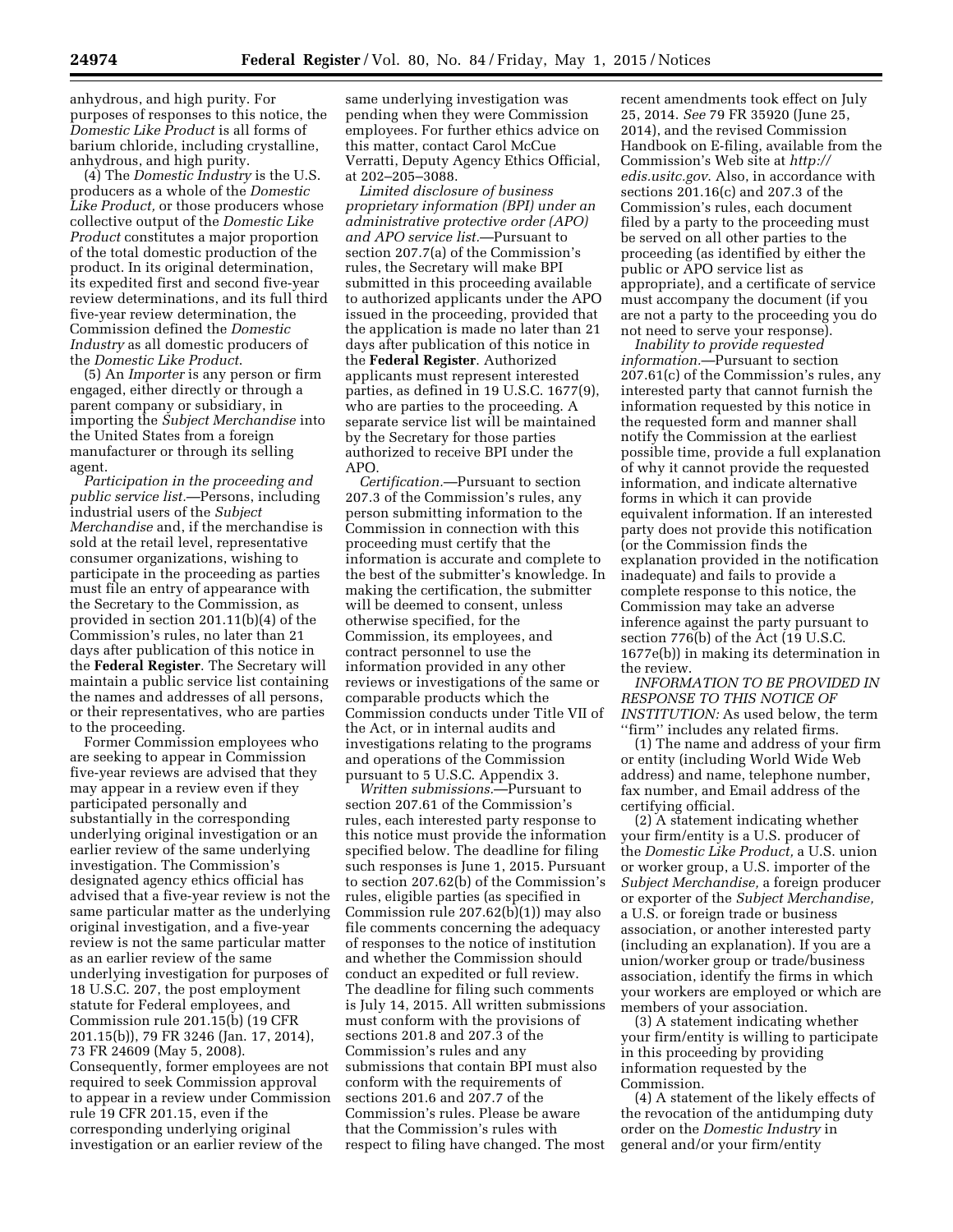anhydrous, and high purity. For purposes of responses to this notice, the *Domestic Like Product* is all forms of barium chloride, including crystalline, anhydrous, and high purity.

(4) The *Domestic Industry* is the U.S. producers as a whole of the *Domestic Like Product,* or those producers whose collective output of the *Domestic Like Product* constitutes a major proportion of the total domestic production of the product. In its original determination, its expedited first and second five-year review determinations, and its full third five-year review determination, the Commission defined the *Domestic Industry* as all domestic producers of the *Domestic Like Product.*

(5) An *Importer* is any person or firm engaged, either directly or through a parent company or subsidiary, in importing the *Subject Merchandise* into the United States from a foreign manufacturer or through its selling agent.

*Participation in the proceeding and public service list.*—Persons, including industrial users of the *Subject Merchandise* and, if the merchandise is sold at the retail level, representative consumer organizations, wishing to participate in the proceeding as parties must file an entry of appearance with the Secretary to the Commission, as provided in section 201.11(b)(4) of the Commission's rules, no later than 21 days after publication of this notice in the **Federal Register**. The Secretary will maintain a public service list containing the names and addresses of all persons, or their representatives, who are parties to the proceeding.

Former Commission employees who are seeking to appear in Commission five-year reviews are advised that they may appear in a review even if they participated personally and substantially in the corresponding underlying original investigation or an earlier review of the same underlying investigation. The Commission's designated agency ethics official has advised that a five-year review is not the same particular matter as the underlying original investigation, and a five-year review is not the same particular matter as an earlier review of the same underlying investigation for purposes of 18 U.S.C. 207, the post employment statute for Federal employees, and Commission rule 201.15(b) (19 CFR 201.15(b)), 79 FR 3246 (Jan. 17, 2014), 73 FR 24609 (May 5, 2008). Consequently, former employees are not required to seek Commission approval to appear in a review under Commission rule 19 CFR 201.15, even if the corresponding underlying original investigation or an earlier review of the same underlying investigation was pending when they were Commission employees. For further ethics advice on this matter, contact Carol McCue Verratti, Deputy Agency Ethics Official, at 202–205–3088.

*Limited disclosure of business proprietary information (BPI) under an administrative protective order (APO) and APO service list.*—Pursuant to section 207.7(a) of the Commission's rules, the Secretary will make BPI submitted in this proceeding available to authorized applicants under the APO issued in the proceeding, provided that the application is made no later than 21 days after publication of this notice in the **Federal Register**. Authorized applicants must represent interested parties, as defined in 19 U.S.C. 1677(9), who are parties to the proceeding. A separate service list will be maintained by the Secretary for those parties authorized to receive BPI under the APO.

*Certification.*—Pursuant to section 207.3 of the Commission's rules, any person submitting information to the Commission in connection with this proceeding must certify that the information is accurate and complete to the best of the submitter's knowledge. In making the certification, the submitter will be deemed to consent, unless otherwise specified, for the Commission, its employees, and contract personnel to use the information provided in any other reviews or investigations of the same or comparable products which the Commission conducts under Title VII of the Act, or in internal audits and investigations relating to the programs and operations of the Commission pursuant to 5 U.S.C. Appendix 3.

*Written submissions.*—Pursuant to section 207.61 of the Commission's rules, each interested party response to this notice must provide the information specified below. The deadline for filing such responses is June 1, 2015. Pursuant to section 207.62(b) of the Commission's rules, eligible parties (as specified in Commission rule 207.62(b)(1)) may also file comments concerning the adequacy of responses to the notice of institution and whether the Commission should conduct an expedited or full review. The deadline for filing such comments is July 14, 2015. All written submissions must conform with the provisions of sections 201.8 and 207.3 of the Commission's rules and any submissions that contain BPI must also conform with the requirements of sections 201.6 and 207.7 of the Commission's rules. Please be aware that the Commission's rules with respect to filing have changed. The most recent amendments took effect on July 25, 2014. *See* 79 FR 35920 (June 25, 2014), and the revised Commission Handbook on E-filing, available from the Commission's Web site at *http://edis.usitc.gov.* Also, in accordance with sections 201.16(c) and 207.3 of the Commission's rules, each document filed by a party to the proceeding must be served on all other parties to the proceeding (as identified by either the public or APO service list as appropriate), and a certificate of service must accompany the document (if you are not a party to the proceeding you do not need to serve your response).

*Inability to provide requested information.*—Pursuant to section 207.61(c) of the Commission's rules, any interested party that cannot furnish the information requested by this notice in the requested form and manner shall notify the Commission at the earliest possible time, provide a full explanation of why it cannot provide the requested information, and indicate alternative forms in which it can provide equivalent information. If an interested party does not provide this notification (or the Commission finds the explanation provided in the notification inadequate) and fails to provide a complete response to this notice, the Commission may take an adverse inference against the party pursuant to section 776(b) of the Act (19 U.S.C. 1677e(b)) in making its determination in the review.

*INFORMATION TO BE PROVIDED IN RESPONSE TO THIS NOTICE OF INSTITUTION:* As used below, the term "firm" includes any related firms.

(1) The name and address of your firm or entity (including World Wide Web address) and name, telephone number, fax number, and Email address of the certifying official.

(2) A statement indicating whether your firm/entity is a U.S. producer of the *Domestic Like Product,* a U.S. union or worker group, a U.S. importer of the *Subject Merchandise,* a foreign producer or exporter of the *Subject Merchandise,* a U.S. or foreign trade or business association, or another interested party (including an explanation). If you are a union/worker group or trade/business association, identify the firms in which your workers are employed or which are members of your association.

(3) A statement indicating whether your firm/entity is willing to participate in this proceeding by providing information requested by the Commission.

(4) A statement of the likely effects of the revocation of the antidumping duty order on the *Domestic Industry* in general and/or your firm/entity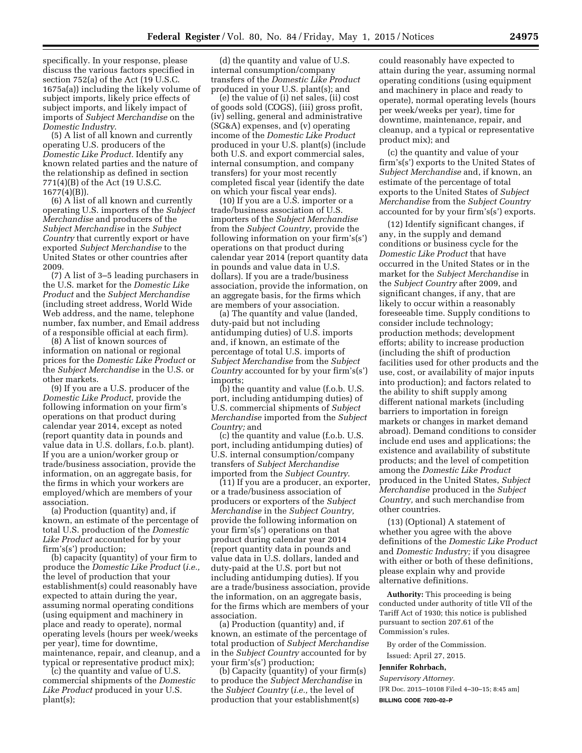specifically. In your response, please discuss the various factors specified in section 752(a) of the Act (19 U.S.C. 1675a(a)) including the likely volume of subject imports, likely price effects of subject imports, and likely impact of imports of *Subject Merchandise* on the *Domestic Industry*.

(5) A list of all known and currently operating U.S. producers of the *Domestic Like Product.* Identify any known related parties and the nature of the relationship as defined in section 771(4)(B) of the Act (19 U.S.C. 1677(4)(B)).

(6) A list of all known and currently operating U.S. importers of the *Subject Merchandise* and producers of the *Subject Merchandise* in the *Subject Country* that currently export or have exported *Subject Merchandise* to the United States or other countries after 2009.

(7) A list of 3–5 leading purchasers in the U.S. market for the *Domestic Like Product* and the *Subject Merchandise* (including street address, World Wide Web address, and the name, telephone number, fax number, and Email address of a responsible official at each firm).

(8) A list of known sources of information on national or regional prices for the *Domestic Like Product* or the *Subject Merchandise* in the U.S. or other markets.

(9) If you are a U.S. producer of the *Domestic Like Product,* provide the following information on your firm's operations on that product during calendar year 2014, except as noted (report quantity data in pounds and value data in U.S. dollars, f.o.b. plant). If you are a union/worker group or trade/business association, provide the information, on an aggregate basis, for the firms in which your workers are employed/which are members of your association.

(a) Production (quantity) and, if known, an estimate of the percentage of total U.S. production of the *Domestic Like Product* accounted for by your firm's(s') production;

(b) capacity (quantity) of your firm to produce the *Domestic Like Product* (*i.e.,* the level of production that your establishment(s) could reasonably have expected to attain during the year, assuming normal operating conditions (using equipment and machinery in place and ready to operate), normal operating levels (hours per week/weeks per year), time for downtime, maintenance, repair, and cleanup, and a typical or representative product mix);

(c) the quantity and value of U.S. commercial shipments of the *Domestic Like Product* produced in your U.S. plant(s);

(d) the quantity and value of U.S. internal consumption/company transfers of the *Domestic Like Product* produced in your U.S. plant(s); and

(e) the value of (i) net sales, (ii) cost of goods sold (COGS), (iii) gross profit, (iv) selling, general and administrative (SG&A) expenses, and (v) operating income of the *Domestic Like Product* produced in your U.S. plant(s) (include both U.S. and export commercial sales, internal consumption, and company transfers) for your most recently completed fiscal year (identify the date on which your fiscal year ends).

(10) If you are a U.S. importer or a trade/business association of U.S. importers of the *Subject Merchandise* from the *Subject Country,* provide the following information on your firm's(s') operations on that product during calendar year 2014 (report quantity data in pounds and value data in U.S. dollars). If you are a trade/business association, provide the information, on an aggregate basis, for the firms which are members of your association.

(a) The quantity and value (landed, duty-paid but not including antidumping duties) of U.S. imports and, if known, an estimate of the percentage of total U.S. imports of *Subject Merchandise* from the *Subject Country* accounted for by your firm's(s') imports;

(b) the quantity and value (f.o.b. U.S. port, including antidumping duties) of U.S. commercial shipments of *Subject Merchandise* imported from the *Subject Country;* and

(c) the quantity and value (f.o.b. U.S. port, including antidumping duties) of U.S. internal consumption/company transfers of *Subject Merchandise* imported from the *Subject Country*.

(11) If you are a producer, an exporter, or a trade/business association of producers or exporters of the *Subject Merchandise* in the *Subject Country,* provide the following information on your firm's(s') operations on that product during calendar year 2014 (report quantity data in pounds and value data in U.S. dollars, landed and duty-paid at the U.S. port but not including antidumping duties). If you are a trade/business association, provide the information, on an aggregate basis, for the firms which are members of your association.

(a) Production (quantity) and, if known, an estimate of the percentage of total production of *Subject Merchandise* in the *Subject Country* accounted for by your firm's(s') production;

(b) Capacity (quantity) of your firm(s) to produce the *Subject Merchandise* in the *Subject Country* (*i.e.,* the level of production that your establishment(s) could reasonably have expected to attain during the year, assuming normal operating conditions (using equipment and machinery in place and ready to operate), normal operating levels (hours per week/weeks per year), time for downtime, maintenance, repair, and cleanup, and a typical or representative product mix); and

(c) the quantity and value of your firm's(s') exports to the United States of *Subject Merchandise* and, if known, an estimate of the percentage of total exports to the United States of *Subject Merchandise* from the *Subject Country* accounted for by your firm's(s') exports.

(12) Identify significant changes, if any, in the supply and demand conditions or business cycle for the *Domestic Like Product* that have occurred in the United States or in the market for the *Subject Merchandise* in the *Subject Country* after 2009, and significant changes, if any, that are likely to occur within a reasonably foreseeable time. Supply conditions to consider include technology; production methods; development efforts; ability to increase production (including the shift of production facilities used for other products and the use, cost, or availability of major inputs into production); and factors related to the ability to shift supply among different national markets (including barriers to importation in foreign markets or changes in market demand abroad). Demand conditions to consider include end uses and applications; the existence and availability of substitute products; and the level of competition among the *Domestic Like Product* produced in the United States, *Subject Merchandise* produced in the *Subject Country,* and such merchandise from other countries.

(13) (Optional) A statement of whether you agree with the above definitions of the *Domestic Like Product* and *Domestic Industry;* if you disagree with either or both of these definitions, please explain why and provide alternative definitions.

**Authority:** This proceeding is being conducted under authority of title VII of the Tariff Act of 1930; this notice is published pursuant to section 207.61 of the Commission's rules.

By order of the Commission.

Issued: April 27, 2015.

**Jennifer Rohrbach,**

*Supervisory Attorney.*

[FR Doc. 2015–10108 Filed 4–30–15; 8:45 am]

**BILLING CODE 7020–02–P**